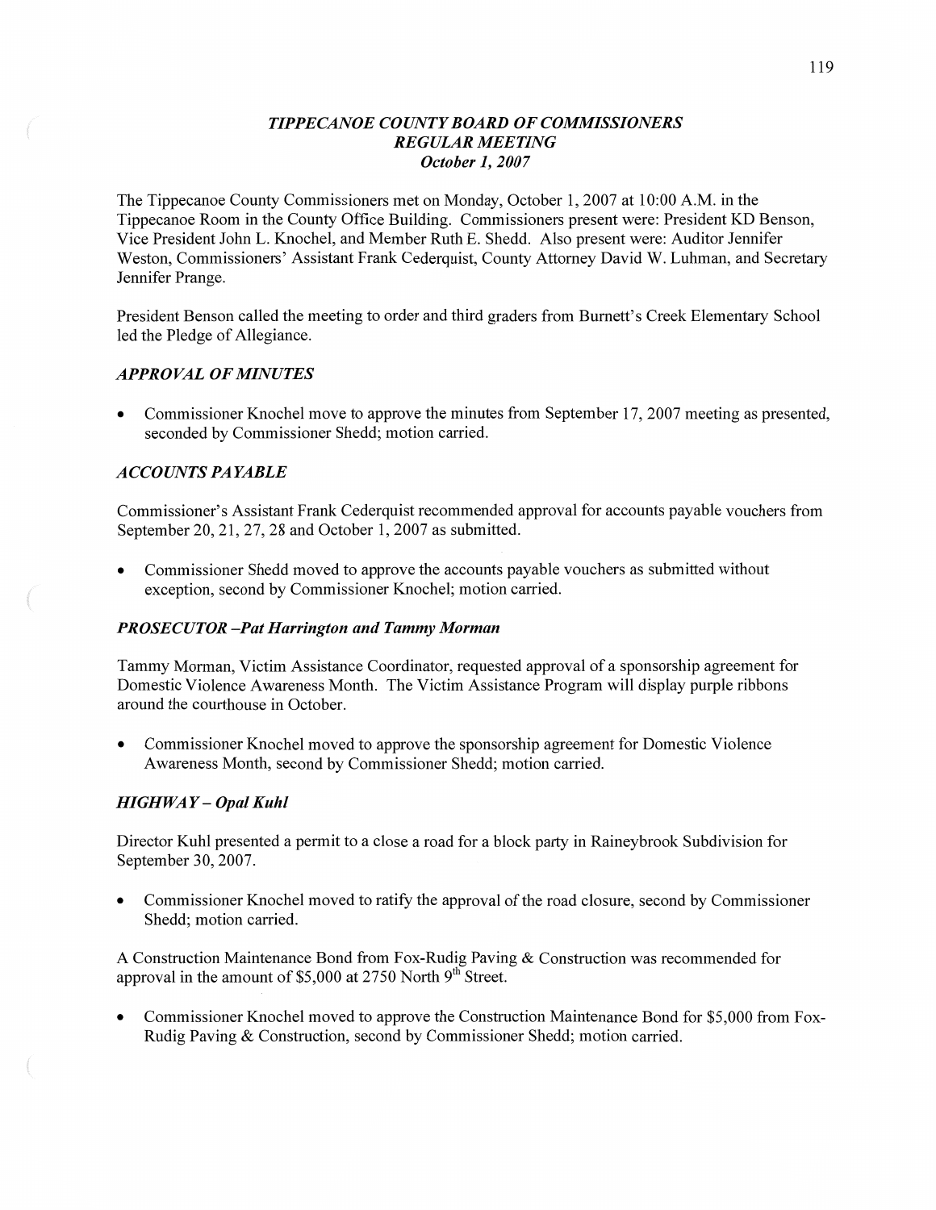# *TIPPECANOE COUNTY BOARD OF COMMISSIONERS*
## *REGULAR MEETING*
### *October 1, 2007*

The Tippecanoe County Commissioners met on Monday, October 1, 2007 at 10:00 A.M. in the Tippecanoe Room in the County Office Building. Commissioners present were: President KD Benson, Vice President John L. Knochel, and Member Ruth E. Shedd. Also present were: Auditor Jennifer Weston, Commissioners' Assistant Frank Cederquist, County Attorney David W. Luhman, and Secretary Jennifer Prange.

President Benson called the meeting to order and third graders from Burnett's Creek Elementary School led the Pledge of Allegiance.

### *APPROVAL OF MINUTES*

- Commissioner Knochel move to approve the minutes from September 17, 2007 meeting as presented, seconded by Commissioner Shedd; motion carried.

### *ACCOUNTS PAYABLE*

Commissioner's Assistant Frank Cederquist recommended approval for accounts payable vouchers from September 20, 21, 27, 28 and October 1, 2007 as submitted.

- Commissioner Shedd moved to approve the accounts payable vouchers as submitted without exception, second by Commissioner Knochel; motion carried.

### *PROSECUTOR –Pat Harrington and Tammy Morman*

Tammy Morman, Victim Assistance Coordinator, requested approval of a sponsorship agreement for Domestic Violence Awareness Month. The Victim Assistance Program will display purple ribbons around the courthouse in October.

- Commissioner Knochel moved to approve the sponsorship agreement for Domestic Violence Awareness Month, second by Commissioner Shedd; motion carried.

### *HIGHWAY – Opal Kuhl*

Director Kuhl presented a permit to a close a road for a block party in Raineybrook Subdivision for September 30, 2007.

- Commissioner Knochel moved to ratify the approval of the road closure, second by Commissioner Shedd; motion carried.

A Construction Maintenance Bond from Fox-Rudig Paving & Construction was recommended for approval in the amount of $5,000 at 2750 North 9th Street.

- Commissioner Knochel moved to approve the Construction Maintenance Bond for $5,000 from Fox-Rudig Paving & Construction, second by Commissioner Shedd; motion carried.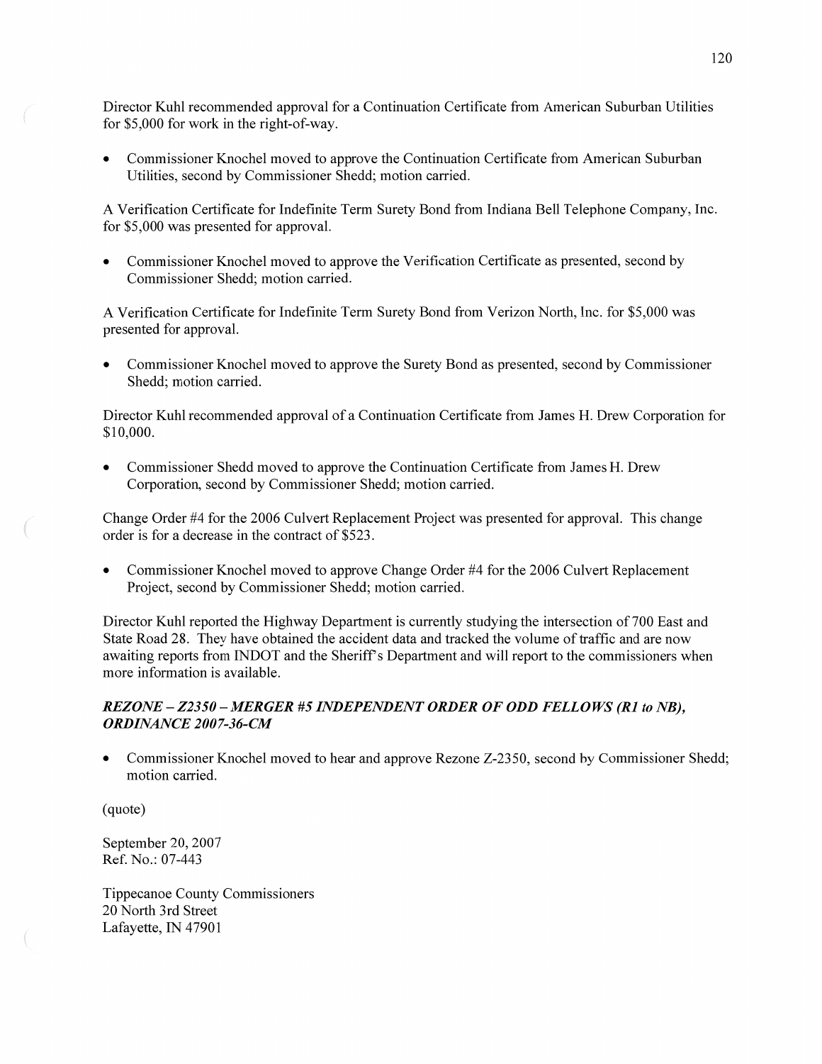Director Kuhl recommended approval for a Continuation Certificate from American Suburban Utilities for $5,000 for work in the right-of-way.

- Commissioner Knochel moved to approve the Continuation Certificate from American Suburban Utilities, second by Commissioner Shedd; motion carried.

A Verification Certificate for Indefinite Term Surety Bond from Indiana Bell Telephone Company, Inc. for $5,000 was presented for approval.

- Commissioner Knochel moved to approve the Verification Certificate as presented, second by Commissioner Shedd; motion carried.

A Verification Certificate for Indefinite Term Surety Bond from Verizon North, Inc. for $5,000 was presented for approval.

- Commissioner Knochel moved to approve the Surety Bond as presented, second by Commissioner Shedd; motion carried.

Director Kuhl recommended approval of a Continuation Certificate from James H. Drew Corporation for $10,000.

- Commissioner Shedd moved to approve the Continuation Certificate from James H. Drew Corporation, second by Commissioner Shedd; motion carried.

Change Order #4 for the 2006 Culvert Replacement Project was presented for approval. This change order is for a decrease in the contract of $523.

- Commissioner Knochel moved to approve Change Order #4 for the 2006 Culvert Replacement Project, second by Commissioner Shedd; motion carried.

Director Kuhl reported the Highway Department is currently studying the intersection of 700 East and State Road 28. They have obtained the accident data and tracked the volume of traffic and are now awaiting reports from INDOT and the Sheriff's Department and will report to the commissioners when more information is available.

### *REZONE – Z2350 – MERGER #5 INDEPENDENT ORDER OF ODD FELLOWS (R1 to NB), ORDINANCE 2007-36-CM*

- Commissioner Knochel moved to hear and approve Rezone Z-2350, second by Commissioner Shedd; motion carried.

(quote)

September 20, 2007
Ref. No.: 07-443

Tippecanoe County Commissioners
20 North 3rd Street
Lafayette, IN 47901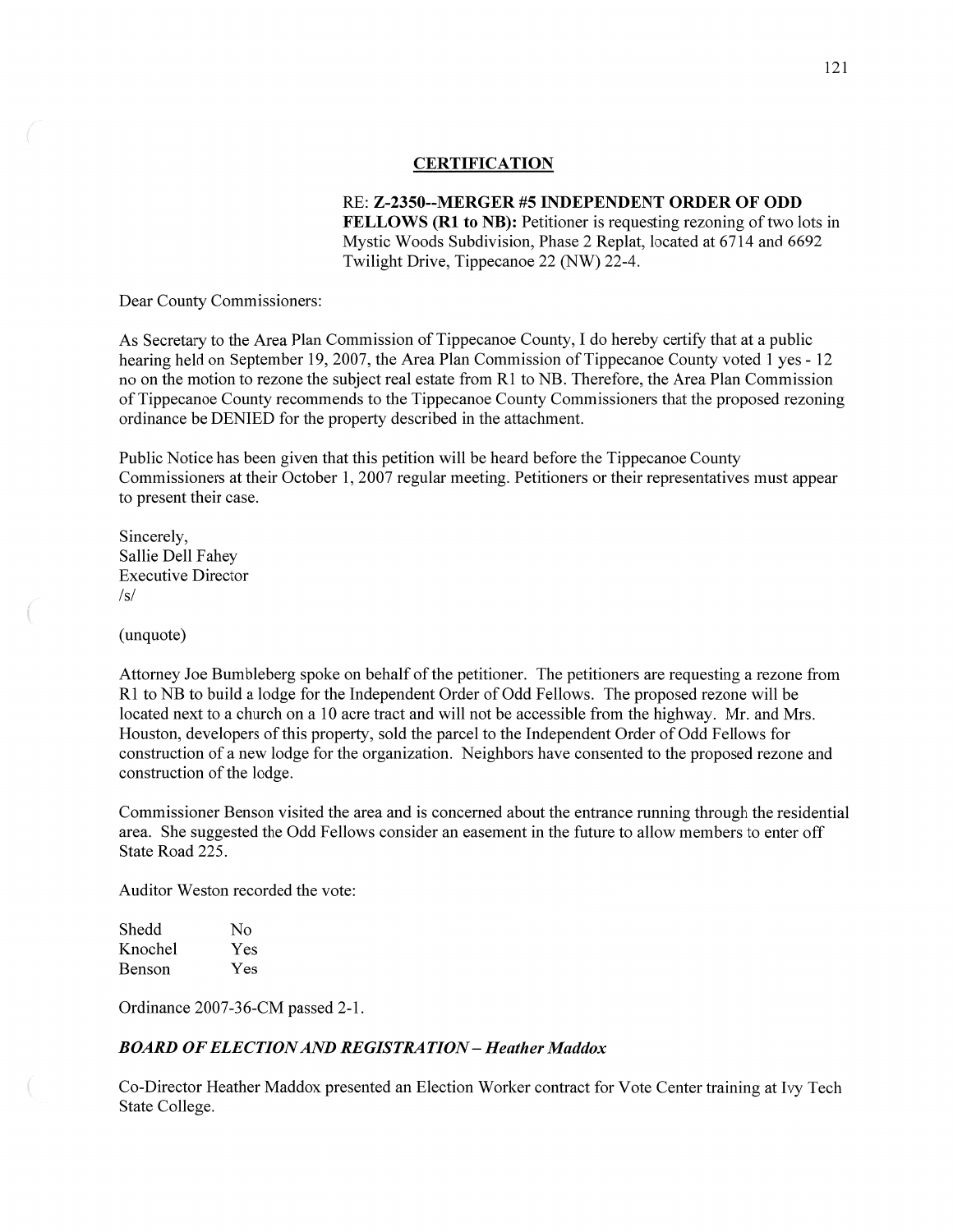## CERTIFICATION

**RE: Z-2350--MERGER #5 INDEPENDENT ORDER OF ODD FELLOWS (R1 to NB):** Petitioner is requesting rezoning of two lots in Mystic Woods Subdivision, Phase 2 Replat, located at 6714 and 6692 Twilight Drive, Tippecanoe 22 (NW) 22-4.

Dear County Commissioners:

As Secretary to the Area Plan Commission of Tippecanoe County, I do hereby certify that at a public hearing held on September 19, 2007, the Area Plan Commission of Tippecanoe County voted 1 yes - 12 no on the motion to rezone the subject real estate from R1 to NB. Therefore, the Area Plan Commission of Tippecanoe County recommends to the Tippecanoe County Commissioners that the proposed rezoning ordinance be DENIED for the property described in the attachment.

Public Notice has been given that this petition will be heard before the Tippecanoe County Commissioners at their October 1, 2007 regular meeting. Petitioners or their representatives must appear to present their case.

Sincerely,
Sallie Dell Fahey
Executive Director
/s/

(unquote)

Attorney Joe Bumbleberg spoke on behalf of the petitioner. The petitioners are requesting a rezone from R1 to NB to build a lodge for the Independent Order of Odd Fellows. The proposed rezone will be located next to a church on a 10 acre tract and will not be accessible from the highway. Mr. and Mrs. Houston, developers of this property, sold the parcel to the Independent Order of Odd Fellows for construction of a new lodge for the organization. Neighbors have consented to the proposed rezone and construction of the lodge.

Commissioner Benson visited the area and is concerned about the entrance running through the residential area. She suggested the Odd Fellows consider an easement in the future to allow members to enter off State Road 225.

Auditor Weston recorded the vote:

| | |
|---|---|
| Shedd | No |
| Knochel | Yes |
| Benson | Yes |

Ordinance 2007-36-CM passed 2-1.

### *BOARD OF ELECTION AND REGISTRATION – Heather Maddox*

Co-Director Heather Maddox presented an Election Worker contract for Vote Center training at Ivy Tech State College.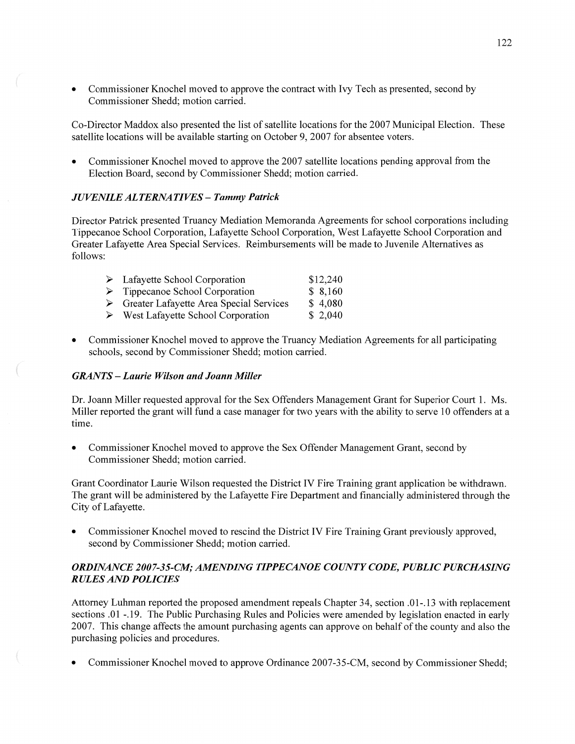- Commissioner Knochel moved to approve the contract with Ivy Tech as presented, second by Commissioner Shedd; motion carried.

Co-Director Maddox also presented the list of satellite locations for the 2007 Municipal Election. These satellite locations will be available starting on October 9, 2007 for absentee voters.

- Commissioner Knochel moved to approve the 2007 satellite locations pending approval from the Election Board, second by Commissioner Shedd; motion carried.

### *JUVENILE ALTERNATIVES – Tammy Patrick*

Director Patrick presented Truancy Mediation Memoranda Agreements for school corporations including Tippecanoe School Corporation, Lafayette School Corporation, West Lafayette School Corporation and Greater Lafayette Area Special Services. Reimbursements will be made to Juvenile Alternatives as follows:

| | |
|---|---|
| ➢ Lafayette School Corporation | $12,240 |
| ➢ Tippecanoe School Corporation | $ 8,160 |
| ➢ Greater Lafayette Area Special Services | $ 4,080 |
| ➢ West Lafayette School Corporation | $ 2,040 |

- Commissioner Knochel moved to approve the Truancy Mediation Agreements for all participating schools, second by Commissioner Shedd; motion carried.

### *GRANTS – Laurie Wilson and Joann Miller*

Dr. Joann Miller requested approval for the Sex Offenders Management Grant for Superior Court 1. Ms. Miller reported the grant will fund a case manager for two years with the ability to serve 10 offenders at a time.

- Commissioner Knochel moved to approve the Sex Offender Management Grant, second by Commissioner Shedd; motion carried.

Grant Coordinator Laurie Wilson requested the District IV Fire Training grant application be withdrawn. The grant will be administered by the Lafayette Fire Department and financially administered through the City of Lafayette.

- Commissioner Knochel moved to rescind the District IV Fire Training Grant previously approved, second by Commissioner Shedd; motion carried.

### *ORDINANCE 2007-35-CM; AMENDING TIPPECANOE COUNTY CODE, PUBLIC PURCHASING RULES AND POLICIES*

Attorney Luhman reported the proposed amendment repeals Chapter 34, section .01-.13 with replacement sections .01 -.19. The Public Purchasing Rules and Policies were amended by legislation enacted in early 2007. This change affects the amount purchasing agents can approve on behalf of the county and also the purchasing policies and procedures.

- Commissioner Knochel moved to approve Ordinance 2007-35-CM, second by Commissioner Shedd;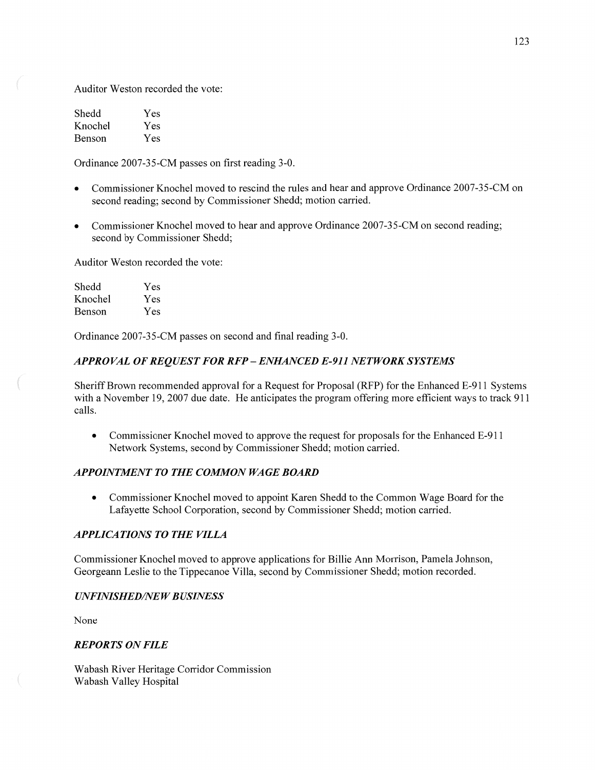Auditor Weston recorded the vote:

| | |
|---|---|
| Shedd | Yes |
| Knochel | Yes |
| Benson | Yes |

Ordinance 2007-35-CM passes on first reading 3-0.

- Commissioner Knochel moved to rescind the rules and hear and approve Ordinance 2007-35-CM on second reading; second by Commissioner Shedd; motion carried.
- Commissioner Knochel moved to hear and approve Ordinance 2007-35-CM on second reading; second by Commissioner Shedd;

Auditor Weston recorded the vote:

| | |
|---|---|
| Shedd | Yes |
| Knochel | Yes |
| Benson | Yes |

Ordinance 2007-35-CM passes on second and final reading 3-0.

### *APPROVAL OF REQUEST FOR RFP – ENHANCED E-911 NETWORK SYSTEMS*

Sheriff Brown recommended approval for a Request for Proposal (RFP) for the Enhanced E-911 Systems with a November 19, 2007 due date. He anticipates the program offering more efficient ways to track 911 calls.

- Commissioner Knochel moved to approve the request for proposals for the Enhanced E-911 Network Systems, second by Commissioner Shedd; motion carried.

### *APPOINTMENT TO THE COMMON WAGE BOARD*

- Commissioner Knochel moved to appoint Karen Shedd to the Common Wage Board for the Lafayette School Corporation, second by Commissioner Shedd; motion carried.

### *APPLICATIONS TO THE VILLA*

Commissioner Knochel moved to approve applications for Billie Ann Morrison, Pamela Johnson, Georgeann Leslie to the Tippecanoe Villa, second by Commissioner Shedd; motion recorded.

### *UNFINISHED/NEW BUSINESS*

None

### *REPORTS ON FILE*

Wabash River Heritage Corridor Commission
Wabash Valley Hospital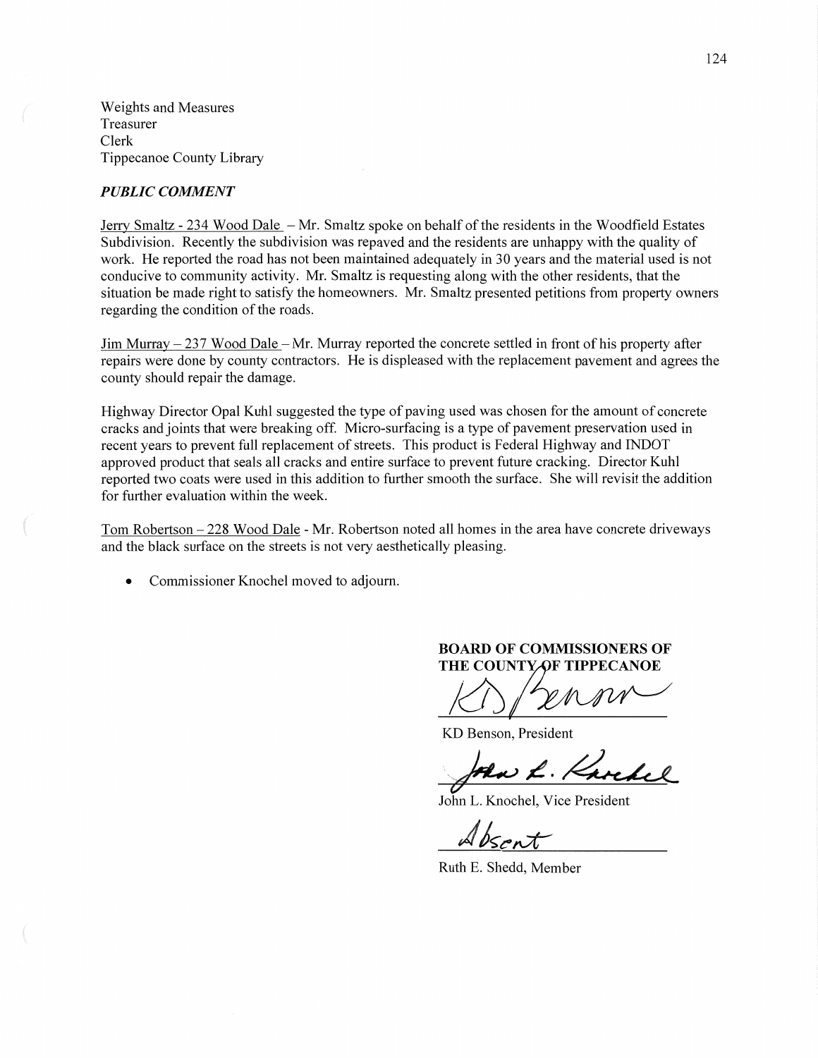Weights and Measures
Treasurer
Clerk
Tippecanoe County Library

***PUBLIC COMMENT***

Jerry Smaltz - 234 Wood Dale – Mr. Smaltz spoke on behalf of the residents in the Woodfield Estates Subdivision. Recently the subdivision was repaved and the residents are unhappy with the quality of work. He reported the road has not been maintained adequately in 30 years and the material used is not conducive to community activity. Mr. Smaltz is requesting along with the other residents, that the situation be made right to satisfy the homeowners. Mr. Smaltz presented petitions from property owners regarding the condition of the roads.

Jim Murray – 237 Wood Dale – Mr. Murray reported the concrete settled in front of his property after repairs were done by county contractors. He is displeased with the replacement pavement and agrees the county should repair the damage.

Highway Director Opal Kuhl suggested the type of paving used was chosen for the amount of concrete cracks and joints that were breaking off. Micro-surfacing is a type of pavement preservation used in recent years to prevent full replacement of streets. This product is Federal Highway and INDOT approved product that seals all cracks and entire surface to prevent future cracking. Director Kuhl reported two coats were used in this addition to further smooth the surface. She will revisit the addition for further evaluation within the week.

Tom Robertson – 228 Wood Dale - Mr. Robertson noted all homes in the area have concrete driveways and the black surface on the streets is not very aesthetically pleasing.

- Commissioner Knochel moved to adjourn.

**BOARD OF COMMISSIONERS OF THE COUNTY OF TIPPECANOE**

KD Benson, President

John L. Knochel, Vice President

Absent

Ruth E. Shedd, Member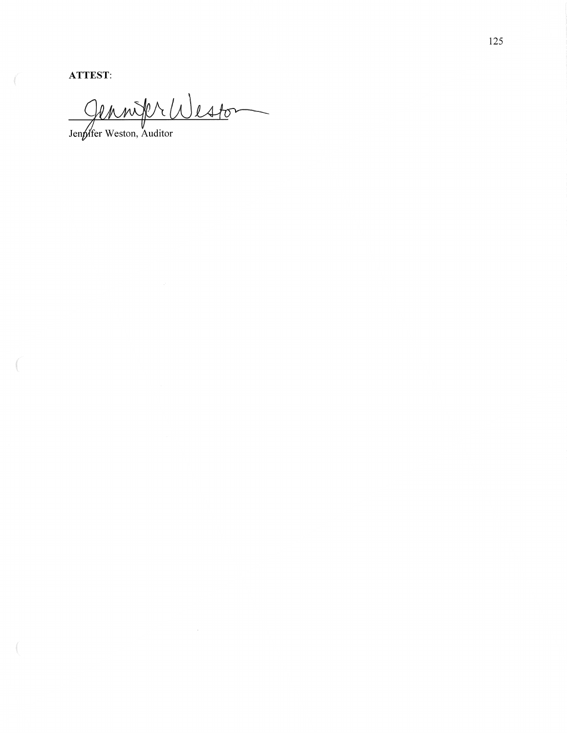**ATTEST**:

Jennifer Weston, Auditor